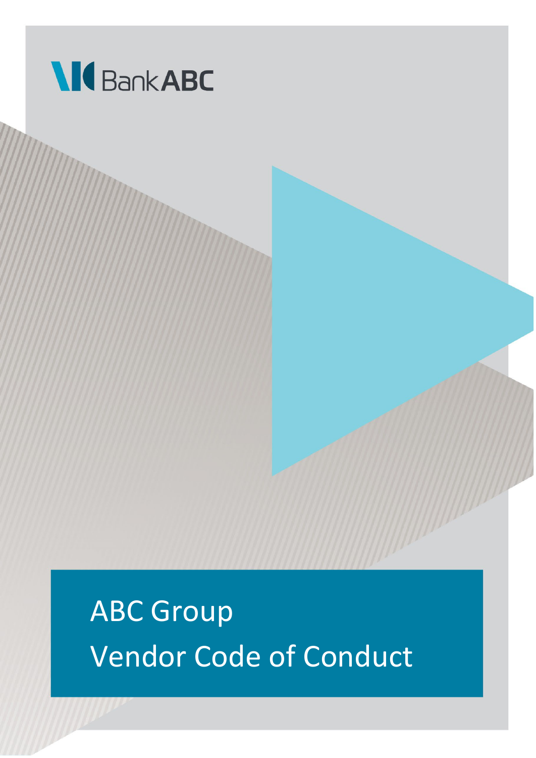Bank ABC

# ABC Group
# Vendor Code of Conduct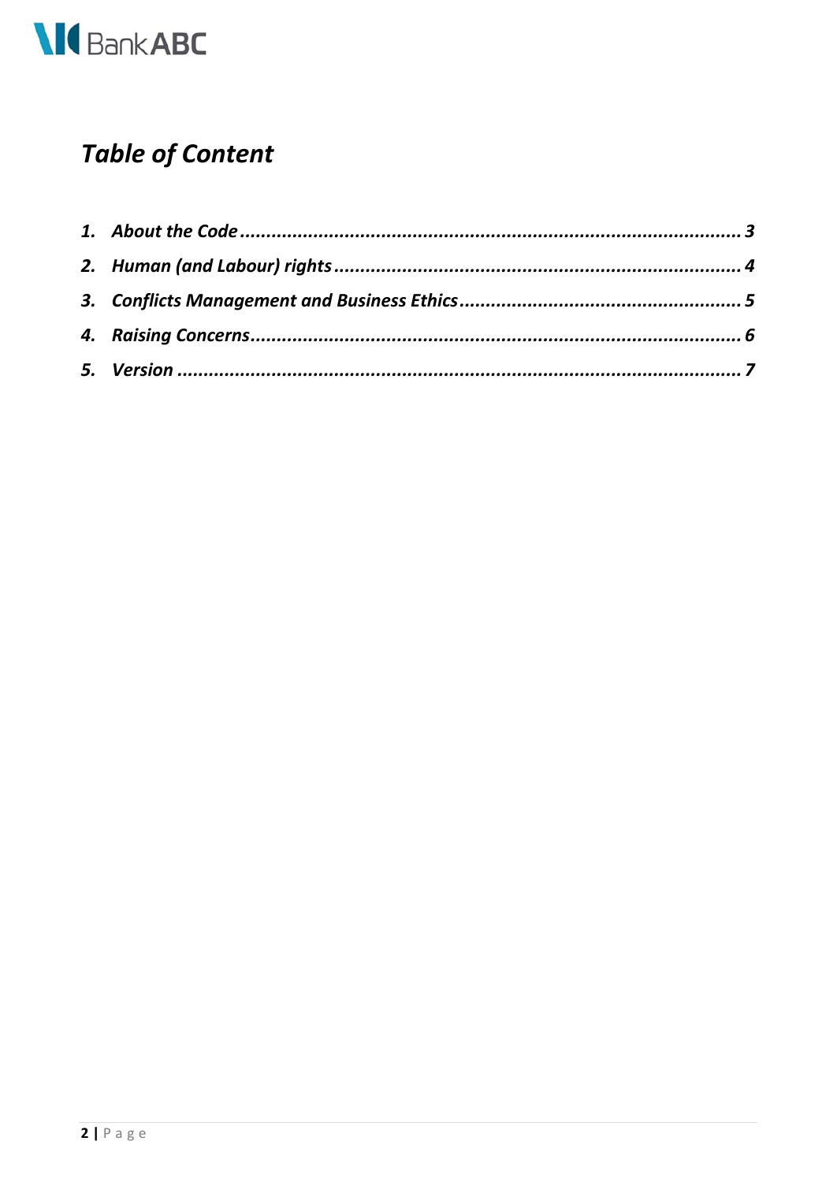## *Table of Content*

1. *About the Code* ........ 3
2. *Human (and Labour) rights* ........ 4
3. *Conflicts Management and Business Ethics* ........ 5
4. *Raising Concerns* ........ 6
5. *Version* ........ 7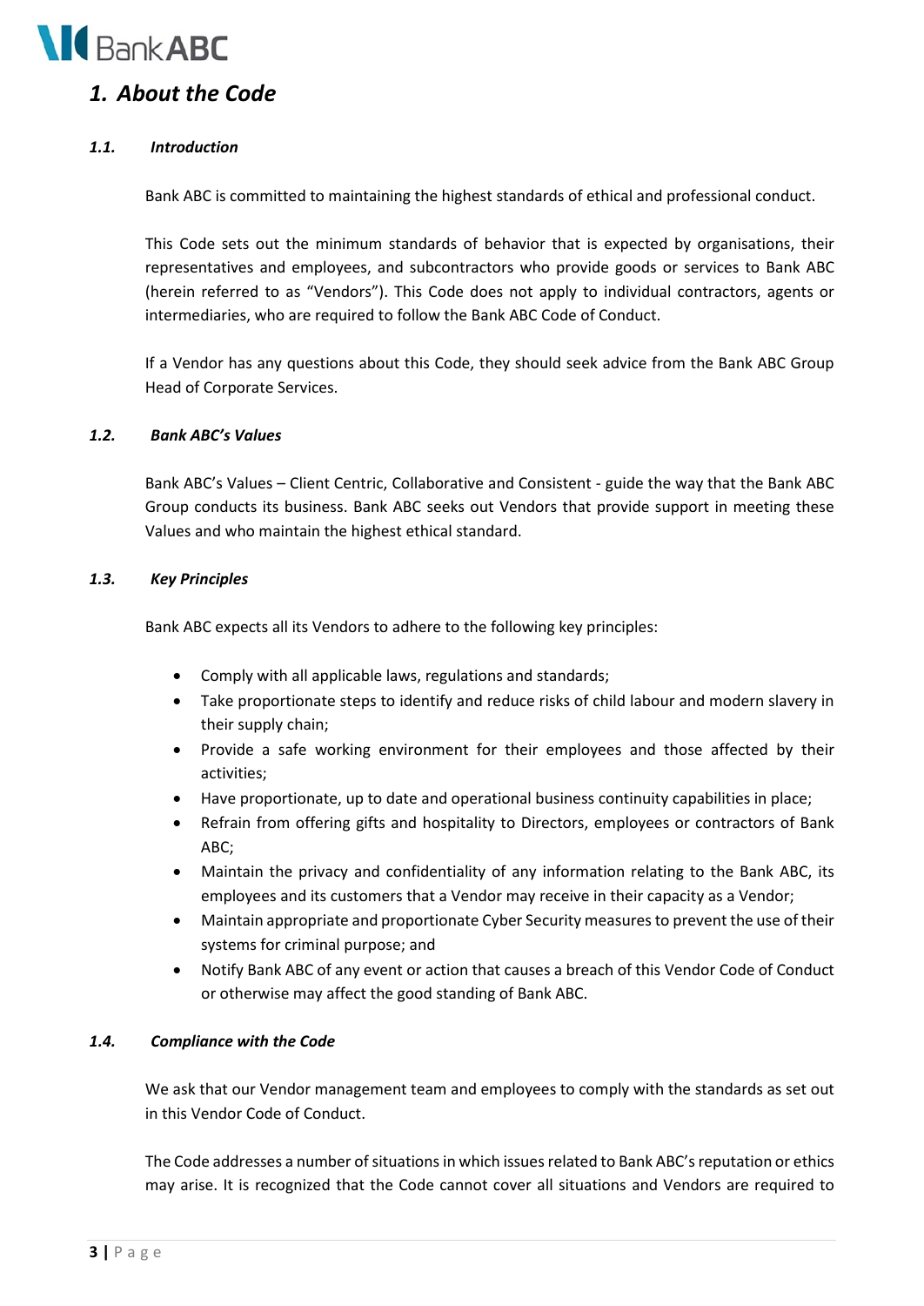# *1. About the Code*

### *1.1. Introduction*

Bank ABC is committed to maintaining the highest standards of ethical and professional conduct.

This Code sets out the minimum standards of behavior that is expected by organisations, their representatives and employees, and subcontractors who provide goods or services to Bank ABC (herein referred to as "Vendors"). This Code does not apply to individual contractors, agents or intermediaries, who are required to follow the Bank ABC Code of Conduct.

If a Vendor has any questions about this Code, they should seek advice from the Bank ABC Group Head of Corporate Services.

### *1.2. Bank ABC's Values*

Bank ABC's Values – Client Centric, Collaborative and Consistent - guide the way that the Bank ABC Group conducts its business. Bank ABC seeks out Vendors that provide support in meeting these Values and who maintain the highest ethical standard.

### *1.3. Key Principles*

Bank ABC expects all its Vendors to adhere to the following key principles:

- Comply with all applicable laws, regulations and standards;
- Take proportionate steps to identify and reduce risks of child labour and modern slavery in their supply chain;
- Provide a safe working environment for their employees and those affected by their activities;
- Have proportionate, up to date and operational business continuity capabilities in place;
- Refrain from offering gifts and hospitality to Directors, employees or contractors of Bank ABC;
- Maintain the privacy and confidentiality of any information relating to the Bank ABC, its employees and its customers that a Vendor may receive in their capacity as a Vendor;
- Maintain appropriate and proportionate Cyber Security measures to prevent the use of their systems for criminal purpose; and
- Notify Bank ABC of any event or action that causes a breach of this Vendor Code of Conduct or otherwise may affect the good standing of Bank ABC.

### *1.4. Compliance with the Code*

We ask that our Vendor management team and employees to comply with the standards as set out in this Vendor Code of Conduct.

The Code addresses a number of situations in which issues related to Bank ABC's reputation or ethics may arise. It is recognized that the Code cannot cover all situations and Vendors are required to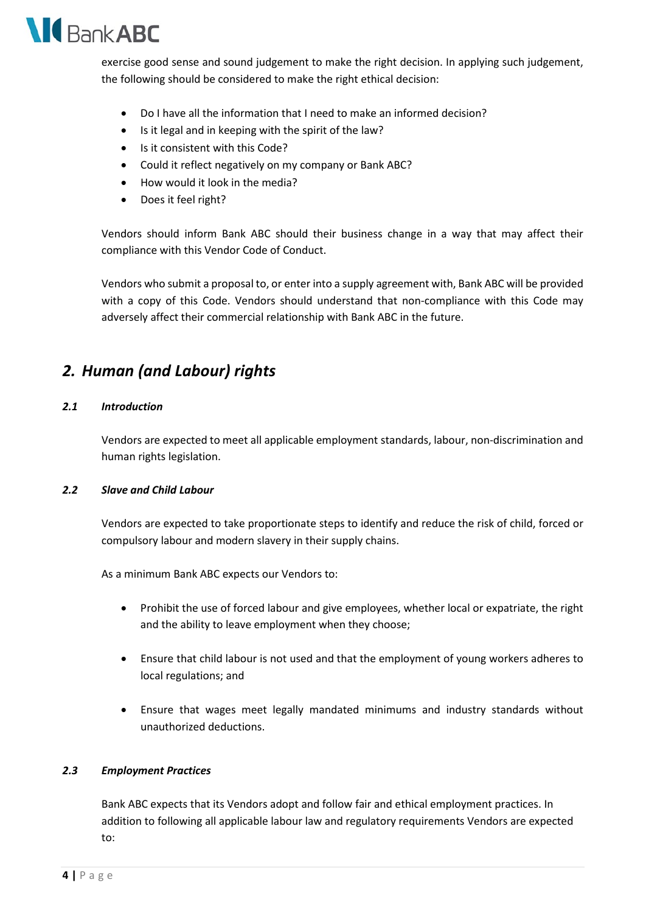exercise good sense and sound judgement to make the right decision. In applying such judgement, the following should be considered to make the right ethical decision:

- Do I have all the information that I need to make an informed decision?
- Is it legal and in keeping with the spirit of the law?
- Is it consistent with this Code?
- Could it reflect negatively on my company or Bank ABC?
- How would it look in the media?
- Does it feel right?

Vendors should inform Bank ABC should their business change in a way that may affect their compliance with this Vendor Code of Conduct.

Vendors who submit a proposal to, or enter into a supply agreement with, Bank ABC will be provided with a copy of this Code. Vendors should understand that non-compliance with this Code may adversely affect their commercial relationship with Bank ABC in the future.

## *2. Human (and Labour) rights*

### *2.1 Introduction*

Vendors are expected to meet all applicable employment standards, labour, non-discrimination and human rights legislation.

### *2.2 Slave and Child Labour*

Vendors are expected to take proportionate steps to identify and reduce the risk of child, forced or compulsory labour and modern slavery in their supply chains.

As a minimum Bank ABC expects our Vendors to:

- Prohibit the use of forced labour and give employees, whether local or expatriate, the right and the ability to leave employment when they choose;
- Ensure that child labour is not used and that the employment of young workers adheres to local regulations; and
- Ensure that wages meet legally mandated minimums and industry standards without unauthorized deductions.

### *2.3 Employment Practices*

Bank ABC expects that its Vendors adopt and follow fair and ethical employment practices. In addition to following all applicable labour law and regulatory requirements Vendors are expected to: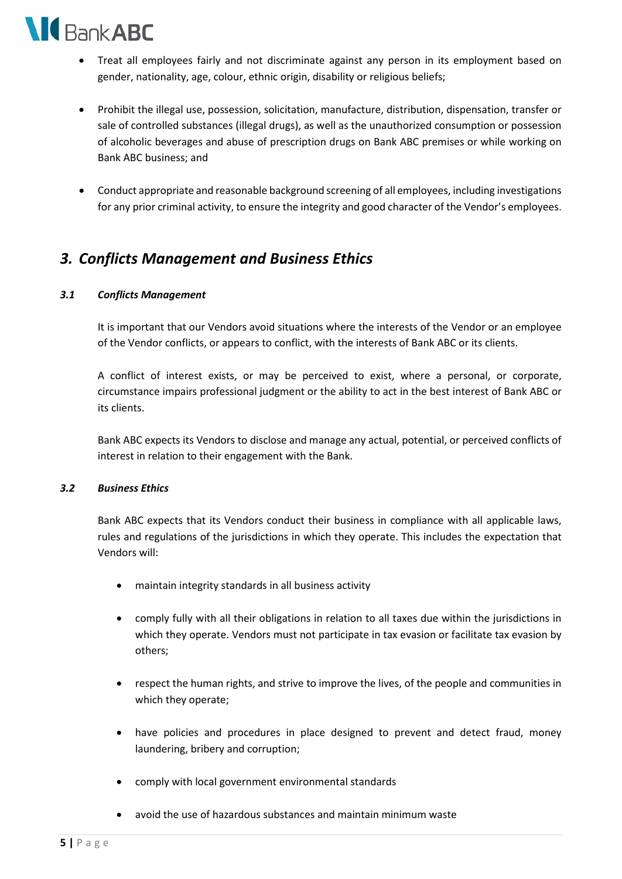- Treat all employees fairly and not discriminate against any person in its employment based on gender, nationality, age, colour, ethnic origin, disability or religious beliefs;

- Prohibit the illegal use, possession, solicitation, manufacture, distribution, dispensation, transfer or sale of controlled substances (illegal drugs), as well as the unauthorized consumption or possession of alcoholic beverages and abuse of prescription drugs on Bank ABC premises or while working on Bank ABC business; and

- Conduct appropriate and reasonable background screening of all employees, including investigations for any prior criminal activity, to ensure the integrity and good character of the Vendor's employees.

## *3. Conflicts Management and Business Ethics*

### *3.1 Conflicts Management*

It is important that our Vendors avoid situations where the interests of the Vendor or an employee of the Vendor conflicts, or appears to conflict, with the interests of Bank ABC or its clients.

A conflict of interest exists, or may be perceived to exist, where a personal, or corporate, circumstance impairs professional judgment or the ability to act in the best interest of Bank ABC or its clients.

Bank ABC expects its Vendors to disclose and manage any actual, potential, or perceived conflicts of interest in relation to their engagement with the Bank.

### *3.2 Business Ethics*

Bank ABC expects that its Vendors conduct their business in compliance with all applicable laws, rules and regulations of the jurisdictions in which they operate. This includes the expectation that Vendors will:

- maintain integrity standards in all business activity

- comply fully with all their obligations in relation to all taxes due within the jurisdictions in which they operate. Vendors must not participate in tax evasion or facilitate tax evasion by others;

- respect the human rights, and strive to improve the lives, of the people and communities in which they operate;

- have policies and procedures in place designed to prevent and detect fraud, money laundering, bribery and corruption;

- comply with local government environmental standards

- avoid the use of hazardous substances and maintain minimum waste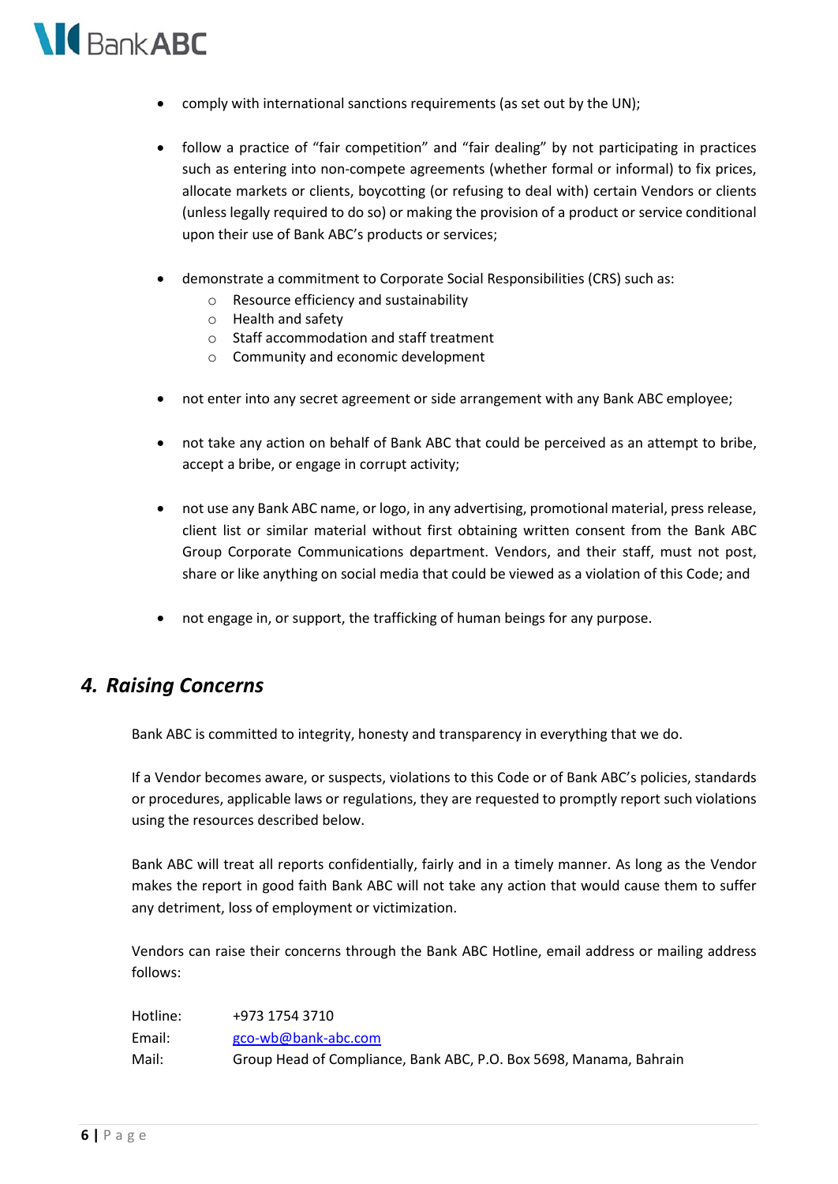- comply with international sanctions requirements (as set out by the UN);

- follow a practice of "fair competition" and "fair dealing" by not participating in practices such as entering into non-compete agreements (whether formal or informal) to fix prices, allocate markets or clients, boycotting (or refusing to deal with) certain Vendors or clients (unless legally required to do so) or making the provision of a product or service conditional upon their use of Bank ABC's products or services;

- demonstrate a commitment to Corporate Social Responsibilities (CRS) such as:
  - Resource efficiency and sustainability
  - Health and safety
  - Staff accommodation and staff treatment
  - Community and economic development

- not enter into any secret agreement or side arrangement with any Bank ABC employee;

- not take any action on behalf of Bank ABC that could be perceived as an attempt to bribe, accept a bribe, or engage in corrupt activity;

- not use any Bank ABC name, or logo, in any advertising, promotional material, press release, client list or similar material without first obtaining written consent from the Bank ABC Group Corporate Communications department. Vendors, and their staff, must not post, share or like anything on social media that could be viewed as a violation of this Code; and

- not engage in, or support, the trafficking of human beings for any purpose.

## *4. Raising Concerns*

Bank ABC is committed to integrity, honesty and transparency in everything that we do.

If a Vendor becomes aware, or suspects, violations to this Code or of Bank ABC's policies, standards or procedures, applicable laws or regulations, they are requested to promptly report such violations using the resources described below.

Bank ABC will treat all reports confidentially, fairly and in a timely manner. As long as the Vendor makes the report in good faith Bank ABC will not take any action that would cause them to suffer any detriment, loss of employment or victimization.

Vendors can raise their concerns through the Bank ABC Hotline, email address or mailing address follows:

Hotline: +973 1754 3710
Email: gco-wb@bank-abc.com
Mail: Group Head of Compliance, Bank ABC, P.O. Box 5698, Manama, Bahrain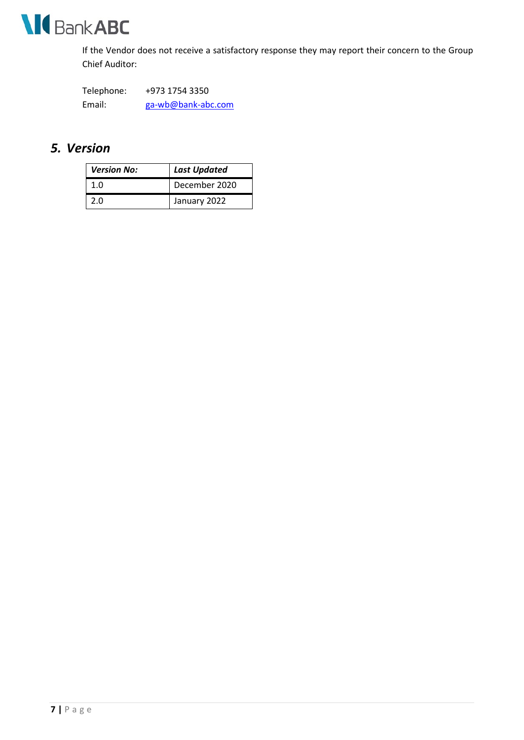If the Vendor does not receive a satisfactory response they may report their concern to the Group Chief Auditor:

Telephone: +973 1754 3350
Email: ga-wb@bank-abc.com

## *5. Version*

| *Version No:* | *Last Updated* |
|---|---|
| 1.0 | December 2020 |
| 2.0 | January 2022 |